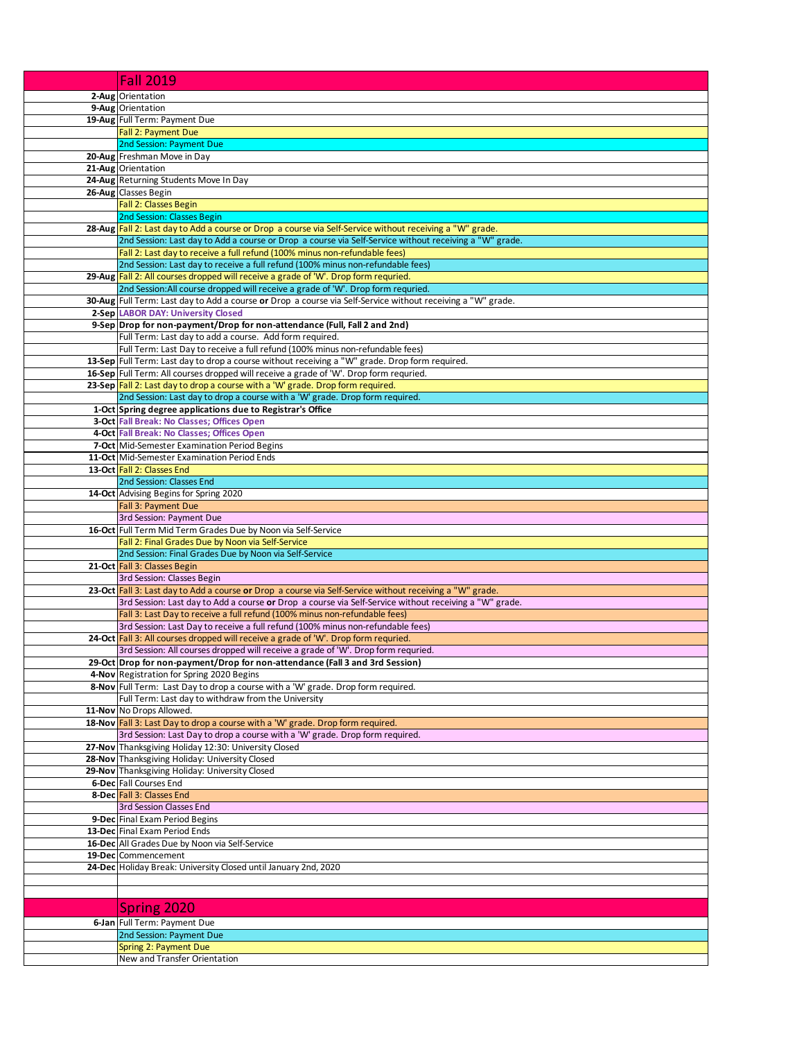| | Fall 2019 |
|---|---|
| 2-Aug | Orientation |
| 9-Aug | Orientation |
| 19-Aug | Full Term: Payment Due |
| | Fall 2: Payment Due |
| | 2nd Session: Payment Due |
| 20-Aug | Freshman Move in Day |
| 21-Aug | Orientation |
| 24-Aug | Returning Students Move In Day |
| 26-Aug | Classes Begin |
| | Fall 2: Classes Begin |
| | 2nd Session: Classes Begin |
| 28-Aug | Fall 2: Last day to Add a course or Drop a course via Self-Service without receiving a "W" grade. |
| | 2nd Session: Last day to Add a course or Drop a course via Self-Service without receiving a "W" grade. |
| | Fall 2: Last day to receive a full refund (100% minus non-refundable fees) |
| | 2nd Session: Last day to receive a full refund (100% minus non-refundable fees) |
| 29-Aug | Fall 2: All courses dropped will receive a grade of 'W'. Drop form requried. |
| | 2nd Session:All course dropped will receive a grade of 'W'. Drop form requried. |
| 30-Aug | Full Term: Last day to Add a course **or** Drop a course via Self-Service without receiving a "W" grade. |
| 2-Sep | **LABOR DAY: University Closed** |
| 9-Sep | **Drop for non-payment/Drop for non-attendance (Full, Fall 2 and 2nd)** |
| | Full Term: Last day to add a course. Add form required. |
| | Full Term: Last Day to receive a full refund (100% minus non-refundable fees) |
| 13-Sep | Full Term: Last day to drop a course without receiving a "W" grade. Drop form required. |
| 16-Sep | Full Term: All courses dropped will receive a grade of 'W'. Drop form requried. |
| 23-Sep | Fall 2: Last day to drop a course with a 'W' grade. Drop form required. |
| | 2nd Session: Last day to drop a course with a 'W' grade. Drop form required. |
| 1-Oct | **Spring degree applications due to Registrar's Office** |
| 3-Oct | **Fall Break: No Classes; Offices Open** |
| 4-Oct | **Fall Break: No Classes; Offices Open** |
| 7-Oct | Mid-Semester Examination Period Begins |
| 11-Oct | Mid-Semester Examination Period Ends |
| 13-Oct | Fall 2: Classes End |
| | 2nd Session: Classes End |
| 14-Oct | Advising Begins for Spring 2020 |
| | Fall 3: Payment Due |
| | 3rd Session: Payment Due |
| 16-Oct | Full Term Mid Term Grades Due by Noon via Self-Service |
| | Fall 2: Final Grades Due by Noon via Self-Service |
| | 2nd Session: Final Grades Due by Noon via Self-Service |
| 21-Oct | Fall 3: Classes Begin |
| | 3rd Session: Classes Begin |
| 23-Oct | Fall 3: Last day to Add a course **or** Drop a course via Self-Service without receiving a "W" grade. |
| | 3rd Session: Last day to Add a course **or** Drop a course via Self-Service without receiving a "W" grade. |
| | Fall 3: Last Day to receive a full refund (100% minus non-refundable fees) |
| | 3rd Session: Last Day to receive a full refund (100% minus non-refundable fees) |
| 24-Oct | Fall 3: All courses dropped will receive a grade of 'W'. Drop form requried. |
| | 3rd Session: All courses dropped will receive a grade of 'W'. Drop form requried. |
| 29-Oct | **Drop for non-payment/Drop for non-attendance (Fall 3 and 3rd Session)** |
| 4-Nov | Registration for Spring 2020 Begins |
| 8-Nov | Full Term: Last Day to drop a course with a 'W' grade. Drop form required. |
| | Full Term: Last day to withdraw from the University |
| 11-Nov | No Drops Allowed. |
| 18-Nov | Fall 3: Last Day to drop a course with a 'W' grade. Drop form required. |
| | 3rd Session: Last Day to drop a course with a 'W' grade. Drop form required. |
| 27-Nov | Thanksgiving Holiday 12:30: University Closed |
| 28-Nov | Thanksgiving Holiday: University Closed |
| 29-Nov | Thanksgiving Holiday: University Closed |
| 6-Dec | Fall Courses End |
| 8-Dec | Fall 3: Classes End |
| | 3rd Session Classes End |
| 9-Dec | Final Exam Period Begins |
| 13-Dec | Final Exam Period Ends |
| 16-Dec | All Grades Due by Noon via Self-Service |
| 19-Dec | Commencement |
| 24-Dec | Holiday Break: University Closed until January 2nd, 2020 |

| | Spring 2020 |
|---|---|
| 6-Jan | Full Term: Payment Due |
| | 2nd Session: Payment Due |
| | Spring 2: Payment Due |
| | New and Transfer Orientation |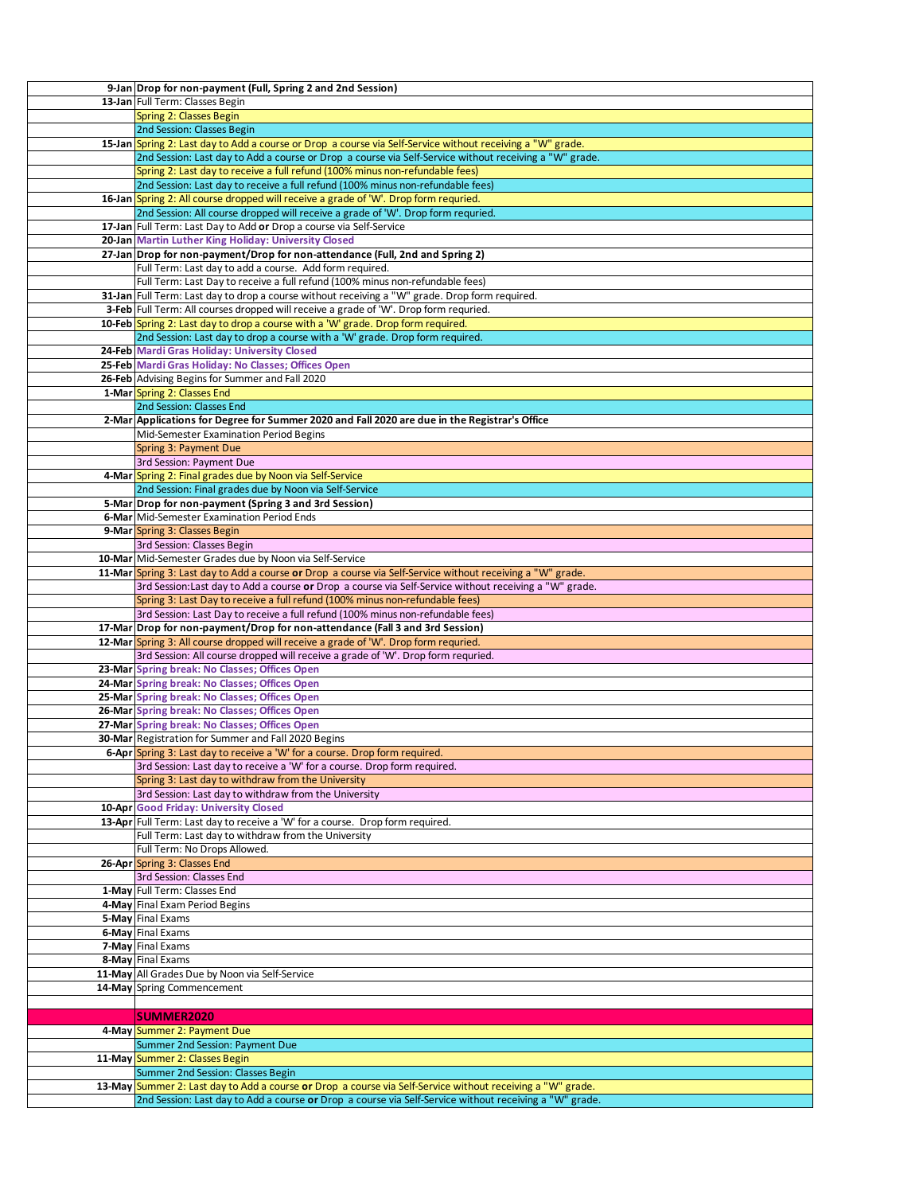| Date | Event |
|---|---|
| **9-Jan** | **Drop for non-payment (Full, Spring 2 and 2nd Session)** |
| **13-Jan** | Full Term: Classes Begin |
| | Spring 2: Classes Begin |
| | 2nd Session: Classes Begin |
| **15-Jan** | Spring 2: Last day to Add a course or Drop a course via Self-Service without receiving a "W" grade. |
| | 2nd Session: Last day to Add a course or Drop a course via Self-Service without receiving a "W" grade. |
| | Spring 2: Last day to receive a full refund (100% minus non-refundable fees) |
| | 2nd Session: Last day to receive a full refund (100% minus non-refundable fees) |
| **16-Jan** | Spring 2: All course dropped will receive a grade of 'W'. Drop form requried. |
| | 2nd Session: All course dropped will receive a grade of 'W'. Drop form requried. |
| **17-Jan** | Full Term: Last Day to Add **or** Drop a course via Self-Service |
| **20-Jan** | **Martin Luther King Holiday: University Closed** |
| **27-Jan** | **Drop for non-payment/Drop for non-attendance (Full, 2nd and Spring 2)** |
| | Full Term: Last day to add a course. Add form required. |
| | Full Term: Last Day to receive a full refund (100% minus non-refundable fees) |
| **31-Jan** | Full Term: Last day to drop a course without receiving a "W" grade. Drop form requried. |
| **3-Feb** | Full Term: All courses dropped will receive a grade of 'W'. Drop form requried. |
| **10-Feb** | Spring 2: Last day to drop a course with a 'W' grade. Drop form required. |
| | 2nd Session: Last day to drop a course with a 'W' grade. Drop form required. |
| **24-Feb** | **Mardi Gras Holiday: University Closed** |
| **25-Feb** | **Mardi Gras Holiday: No Classes; Offices Open** |
| **26-Feb** | Advising Begins for Summer and Fall 2020 |
| **1-Mar** | Spring 2: Classes End |
| | 2nd Session: Classes End |
| **2-Mar** | **Applications for Degree for Summer 2020 and Fall 2020 are due in the Registrar's Office** |
| | Mid-Semester Examination Period Begins |
| | Spring 3: Payment Due |
| | 3rd Session: Payment Due |
| **4-Mar** | Spring 2: Final grades due by Noon via Self-Service |
| | 2nd Session: Final grades due by Noon via Self-Service |
| **5-Mar** | **Drop for non-payment (Spring 3 and 3rd Session)** |
| **6-Mar** | Mid-Semester Examination Period Ends |
| **9-Mar** | Spring 3: Classes Begin |
| | 3rd Session: Classes Begin |
| **10-Mar** | Mid-Semester Grades due by Noon via Self-Service |
| **11-Mar** | Spring 3: Last day to Add a course **or** Drop a course via Self-Service without receiving a "W" grade. |
| | 3rd Session:Last day to Add a course **or** Drop a course via Self-Service without receiving a "W" grade. |
| | Spring 3: Last Day to receive a full refund (100% minus non-refundable fees) |
| | 3rd Session: Last Day to receive a full refund (100% minus non-refundable fees) |
| **17-Mar** | **Drop for non-payment/Drop for non-attendance (Fall 3 and 3rd Session)** |
| **12-Mar** | Spring 3: All course dropped will receive a grade of 'W'. Drop form requried. |
| | 3rd Session: All course dropped will receive a grade of 'W'. Drop form requried. |
| **23-Mar** | **Spring break: No Classes; Offices Open** |
| **24-Mar** | **Spring break: No Classes; Offices Open** |
| **25-Mar** | **Spring break: No Classes; Offices Open** |
| **26-Mar** | **Spring break: No Classes; Offices Open** |
| **27-Mar** | **Spring break: No Classes; Offices Open** |
| **30-Mar** | Registration for Summer and Fall 2020 Begins |
| **6-Apr** | Spring 3: Last day to receive a 'W' for a course. Drop form required. |
| | 3rd Session: Last day to receive a 'W' for a course. Drop form required. |
| | Spring 3: Last day to withdraw from the University |
| | 3rd Session: Last day to withdraw from the University |
| **10-Apr** | **Good Friday: University Closed** |
| **13-Apr** | Full Term: Last day to receive a 'W' for a course. Drop form required. |
| | Full Term: Last day to withdraw from the University |
| | Full Term: No Drops Allowed. |
| **26-Apr** | Spring 3: Classes End |
| | 3rd Session: Classes End |
| **1-May** | Full Term: Classes End |
| **4-May** | Final Exam Period Begins |
| **5-May** | Final Exams |
| **6-May** | Final Exams |
| **7-May** | Final Exams |
| **8-May** | Final Exams |
| **11-May** | All Grades Due by Noon via Self-Service |
| **14-May** | Spring Commencement |
| | |
| | **SUMMER2020** |
| **4-May** | Summer 2: Payment Due |
| | Summer 2nd Session: Payment Due |
| **11-May** | Summer 2: Classes Begin |
| | Summer 2nd Session: Classes Begin |
| **13-May** | Summer 2: Last day to Add a course **or** Drop a course via Self-Service without receiving a "W" grade. |
| | 2nd Session: Last day to Add a course **or** Drop a course via Self-Service without receiving a "W" grade. |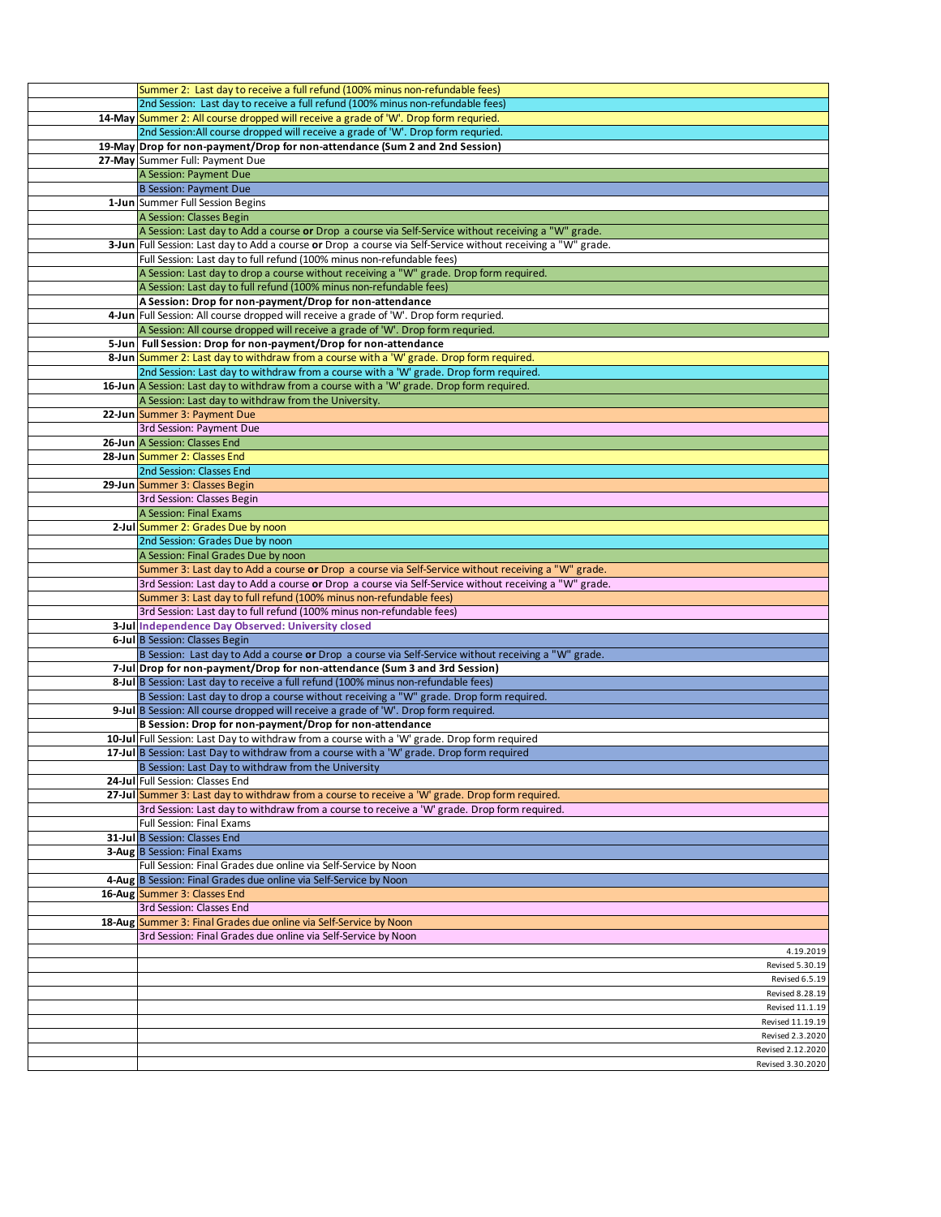| | |
|---|---|
| | Summer 2: Last day to receive a full refund (100% minus non-refundable fees) |
| | 2nd Session: Last day to receive a full refund (100% minus non-refundable fees) |
| **14-May** | Summer 2: All course dropped will receive a grade of 'W'. Drop form requried. |
| | 2nd Session:All course dropped will receive a grade of 'W'. Drop form requried. |
| **19-May** | **Drop for non-payment/Drop for non-attendance (Sum 2 and 2nd Session)** |
| **27-May** | Summer Full: Payment Due |
| | A Session: Payment Due |
| | B Session: Payment Due |
| **1-Jun** | Summer Full Session Begins |
| | A Session: Classes Begin |
| | A Session: Last day to Add a course **or** Drop a course via Self-Service without receiving a "W" grade. |
| **3-Jun** | Full Session: Last day to Add a course **or** Drop a course via Self-Service without receiving a "W" grade. |
| | Full Session: Last day to full refund (100% minus non-refundable fees) |
| | A Session: Last day to drop a course without receiving a "W" grade. Drop form required. |
| | A Session: Last day to full refund (100% minus non-refundable fees) |
| | **A Session: Drop for non-payment/Drop for non-attendance** |
| **4-Jun** | Full Session: All course dropped will receive a grade of 'W'. Drop form requried. |
| | A Session: All course dropped will receive a grade of 'W'. Drop form requried. |
| **5-Jun** | **Full Session: Drop for non-payment/Drop for non-attendance** |
| **8-Jun** | Summer 2: Last day to withdraw from a course with a 'W' grade. Drop form required. |
| | 2nd Session: Last day to withdraw from a course with a 'W' grade. Drop form required. |
| **16-Jun** | A Session: Last day to withdraw from a course with a 'W' grade. Drop form required. |
| | A Session: Last day to withdraw from the University. |
| **22-Jun** | Summer 3: Payment Due |
| | 3rd Session: Payment Due |
| **26-Jun** | A Session: Classes End |
| **28-Jun** | Summer 2: Classes End |
| | 2nd Session: Classes End |
| **29-Jun** | Summer 3: Classes Begin |
| | 3rd Session: Classes Begin |
| | A Session: Final Exams |
| **2-Jul** | Summer 2: Grades Due by noon |
| | 2nd Session: Grades Due by noon |
| | A Session: Final Grades Due by noon |
| | Summer 3: Last day to Add a course **or** Drop a course via Self-Service without receiving a "W" grade. |
| | 3rd Session: Last day to Add a course **or** Drop a course via Self-Service without receiving a "W" grade. |
| | Summer 3: Last day to full refund (100% minus non-refundable fees) |
| | 3rd Session: Last day to full refund (100% minus non-refundable fees) |
| **3-Jul** | **Independence Day Observed: University closed** |
| **6-Jul** | B Session: Classes Begin |
| | B Session: Last day to Add a course **or** Drop a course via Self-Service without receiving a "W" grade. |
| **7-Jul** | **Drop for non-payment/Drop for non-attendance (Sum 3 and 3rd Session)** |
| **8-Jul** | B Session: Last day to receive a full refund (100% minus non-refundable fees) |
| | B Session: Last day to drop a course without receiving a "W" grade. Drop form required. |
| **9-Jul** | B Session: All course dropped will receive a grade of 'W'. Drop form required. |
| | **B Session: Drop for non-payment/Drop for non-attendance** |
| **10-Jul** | Full Session: Last Day to withdraw from a course with a 'W' grade. Drop form required |
| **17-Jul** | B Session: Last Day to withdraw from a course with a 'W' grade. Drop form required |
| | B Session: Last Day to withdraw from the University |
| **24-Jul** | Full Session: Classes End |
| **27-Jul** | Summer 3: Last day to withdraw from a course to receive a 'W' grade. Drop form required. |
| | 3rd Session: Last day to withdraw from a course to receive a 'W' grade. Drop form required. |
| | Full Session: Final Exams |
| **31-Jul** | B Session: Classes End |
| **3-Aug** | B Session: Final Exams |
| | Full Session: Final Grades due online via Self-Service by Noon |
| **4-Aug** | B Session: Final Grades due online via Self-Service by Noon |
| **16-Aug** | Summer 3: Classes End |
| | 3rd Session: Classes End |
| **18-Aug** | Summer 3: Final Grades due online via Self-Service by Noon |
| | 3rd Session: Final Grades due online via Self-Service by Noon |
| | 4.19.2019 |
| | Revised 5.30.19 |
| | Revised 6.5.19 |
| | Revised 8.28.19 |
| | Revised 11.1.19 |
| | Revised 11.19.19 |
| | Revised 2.3.2020 |
| | Revised 2.12.2020 |
| | Revised 3.30.2020 |